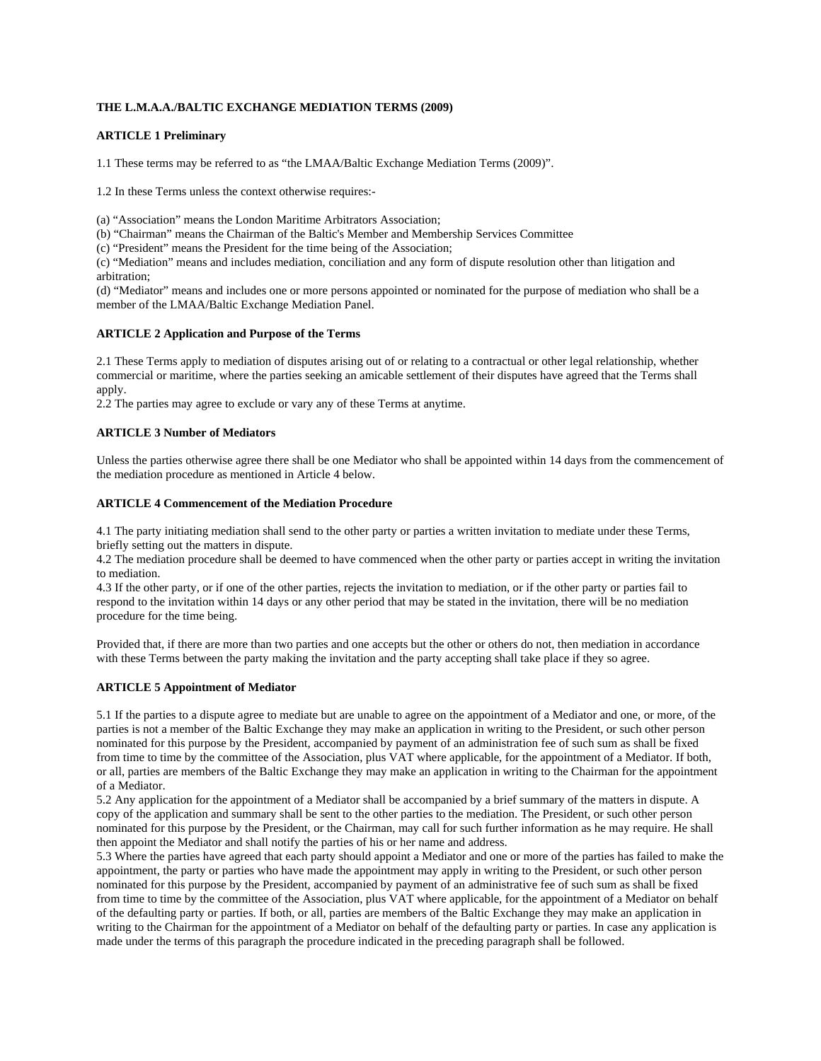**THE L.M.A.A./BALTIC EXCHANGE MEDIATION TERMS (2009)**

**ARTICLE 1 Preliminary**

1.1 These terms may be referred to as "the LMAA/Baltic Exchange Mediation Terms (2009)".

1.2 In these Terms unless the context otherwise requires:-

(a) "Association" means the London Maritime Arbitrators Association;
(b) "Chairman" means the Chairman of the Baltic's Member and Membership Services Committee
(c) "President" means the President for the time being of the Association;
(c) "Mediation" means and includes mediation, conciliation and any form of dispute resolution other than litigation and arbitration;
(d) "Mediator" means and includes one or more persons appointed or nominated for the purpose of mediation who shall be a member of the LMAA/Baltic Exchange Mediation Panel.

**ARTICLE 2 Application and Purpose of the Terms**

2.1 These Terms apply to mediation of disputes arising out of or relating to a contractual or other legal relationship, whether commercial or maritime, where the parties seeking an amicable settlement of their disputes have agreed that the Terms shall apply.
2.2 The parties may agree to exclude or vary any of these Terms at anytime.

**ARTICLE 3 Number of Mediators**

Unless the parties otherwise agree there shall be one Mediator who shall be appointed within 14 days from the commencement of the mediation procedure as mentioned in Article 4 below.

**ARTICLE 4 Commencement of the Mediation Procedure**

4.1 The party initiating mediation shall send to the other party or parties a written invitation to mediate under these Terms, briefly setting out the matters in dispute.
4.2 The mediation procedure shall be deemed to have commenced when the other party or parties accept in writing the invitation to mediation.
4.3 If the other party, or if one of the other parties, rejects the invitation to mediation, or if the other party or parties fail to respond to the invitation within 14 days or any other period that may be stated in the invitation, there will be no mediation procedure for the time being.

Provided that, if there are more than two parties and one accepts but the other or others do not, then mediation in accordance with these Terms between the party making the invitation and the party accepting shall take place if they so agree.

**ARTICLE 5 Appointment of Mediator**

5.1 If the parties to a dispute agree to mediate but are unable to agree on the appointment of a Mediator and one, or more, of the parties is not a member of the Baltic Exchange they may make an application in writing to the President, or such other person nominated for this purpose by the President, accompanied by payment of an administration fee of such sum as shall be fixed from time to time by the committee of the Association, plus VAT where applicable, for the appointment of a Mediator. If both, or all, parties are members of the Baltic Exchange they may make an application in writing to the Chairman for the appointment of a Mediator.
5.2 Any application for the appointment of a Mediator shall be accompanied by a brief summary of the matters in dispute. A copy of the application and summary shall be sent to the other parties to the mediation. The President, or such other person nominated for this purpose by the President, or the Chairman, may call for such further information as he may require. He shall then appoint the Mediator and shall notify the parties of his or her name and address.
5.3 Where the parties have agreed that each party should appoint a Mediator and one or more of the parties has failed to make the appointment, the party or parties who have made the appointment may apply in writing to the President, or such other person nominated for this purpose by the President, accompanied by payment of an administrative fee of such sum as shall be fixed from time to time by the committee of the Association, plus VAT where applicable, for the appointment of a Mediator on behalf of the defaulting party or parties. If both, or all, parties are members of the Baltic Exchange they may make an application in writing to the Chairman for the appointment of a Mediator on behalf of the defaulting party or parties. In case any application is made under the terms of this paragraph the procedure indicated in the preceding paragraph shall be followed.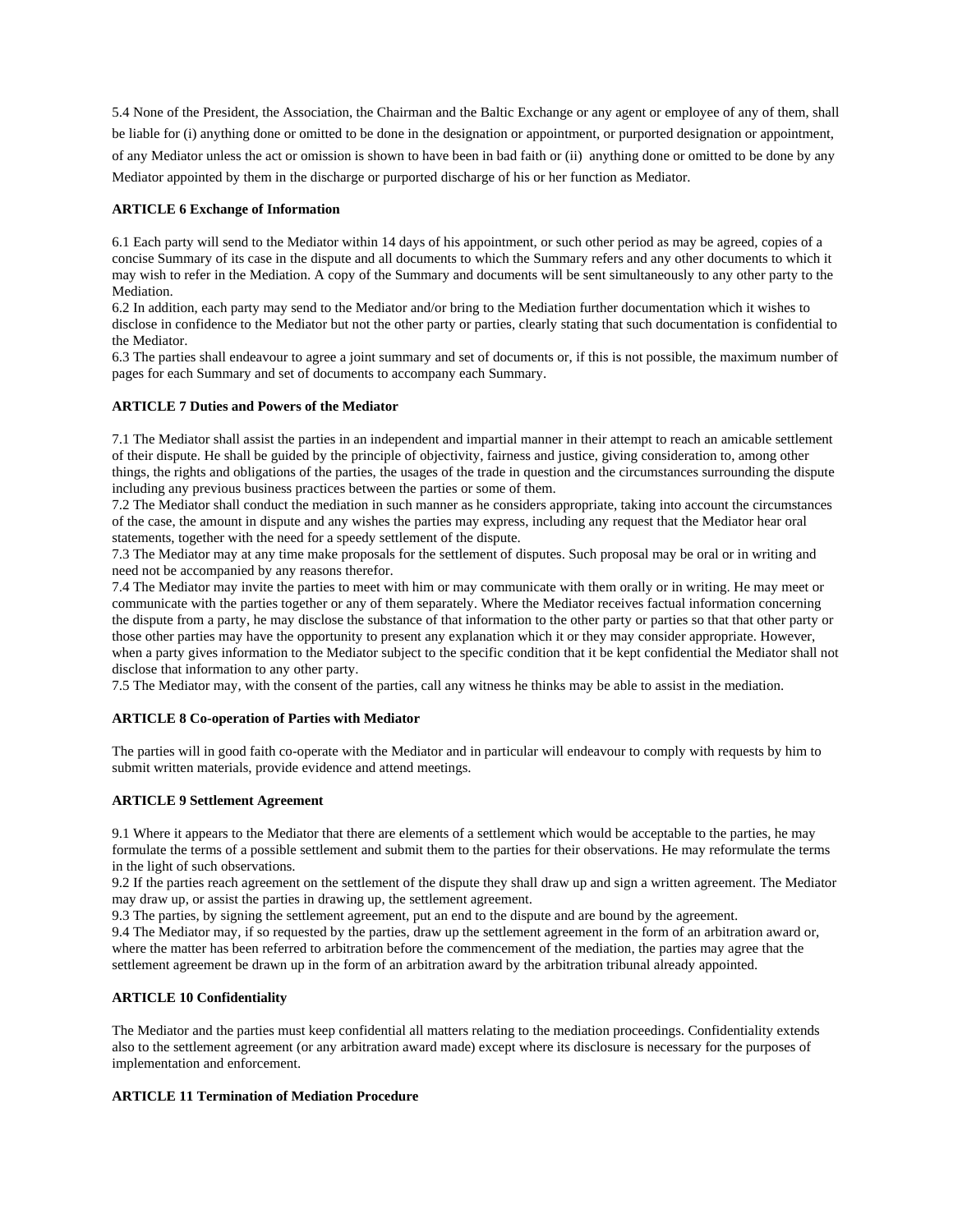5.4 None of the President, the Association, the Chairman and the Baltic Exchange or any agent or employee of any of them, shall be liable for (i) anything done or omitted to be done in the designation or appointment, or purported designation or appointment, of any Mediator unless the act or omission is shown to have been in bad faith or (ii) anything done or omitted to be done by any Mediator appointed by them in the discharge or purported discharge of his or her function as Mediator.

**ARTICLE 6 Exchange of Information**

6.1 Each party will send to the Mediator within 14 days of his appointment, or such other period as may be agreed, copies of a concise Summary of its case in the dispute and all documents to which the Summary refers and any other documents to which it may wish to refer in the Mediation. A copy of the Summary and documents will be sent simultaneously to any other party to the Mediation.
6.2 In addition, each party may send to the Mediator and/or bring to the Mediation further documentation which it wishes to disclose in confidence to the Mediator but not the other party or parties, clearly stating that such documentation is confidential to the Mediator.
6.3 The parties shall endeavour to agree a joint summary and set of documents or, if this is not possible, the maximum number of pages for each Summary and set of documents to accompany each Summary.

**ARTICLE 7 Duties and Powers of the Mediator**

7.1 The Mediator shall assist the parties in an independent and impartial manner in their attempt to reach an amicable settlement of their dispute. He shall be guided by the principle of objectivity, fairness and justice, giving consideration to, among other things, the rights and obligations of the parties, the usages of the trade in question and the circumstances surrounding the dispute including any previous business practices between the parties or some of them.
7.2 The Mediator shall conduct the mediation in such manner as he considers appropriate, taking into account the circumstances of the case, the amount in dispute and any wishes the parties may express, including any request that the Mediator hear oral statements, together with the need for a speedy settlement of the dispute.
7.3 The Mediator may at any time make proposals for the settlement of disputes. Such proposal may be oral or in writing and need not be accompanied by any reasons therefor.
7.4 The Mediator may invite the parties to meet with him or may communicate with them orally or in writing. He may meet or communicate with the parties together or any of them separately. Where the Mediator receives factual information concerning the dispute from a party, he may disclose the substance of that information to the other party or parties so that that other party or those other parties may have the opportunity to present any explanation which it or they may consider appropriate. However, when a party gives information to the Mediator subject to the specific condition that it be kept confidential the Mediator shall not disclose that information to any other party.
7.5 The Mediator may, with the consent of the parties, call any witness he thinks may be able to assist in the mediation.

**ARTICLE 8 Co-operation of Parties with Mediator**

The parties will in good faith co-operate with the Mediator and in particular will endeavour to comply with requests by him to submit written materials, provide evidence and attend meetings.

**ARTICLE 9 Settlement Agreement**

9.1 Where it appears to the Mediator that there are elements of a settlement which would be acceptable to the parties, he may formulate the terms of a possible settlement and submit them to the parties for their observations. He may reformulate the terms in the light of such observations.
9.2 If the parties reach agreement on the settlement of the dispute they shall draw up and sign a written agreement. The Mediator may draw up, or assist the parties in drawing up, the settlement agreement.
9.3 The parties, by signing the settlement agreement, put an end to the dispute and are bound by the agreement.
9.4 The Mediator may, if so requested by the parties, draw up the settlement agreement in the form of an arbitration award or, where the matter has been referred to arbitration before the commencement of the mediation, the parties may agree that the settlement agreement be drawn up in the form of an arbitration award by the arbitration tribunal already appointed.

**ARTICLE 10 Confidentiality**

The Mediator and the parties must keep confidential all matters relating to the mediation proceedings. Confidentiality extends also to the settlement agreement (or any arbitration award made) except where its disclosure is necessary for the purposes of implementation and enforcement.

**ARTICLE 11 Termination of Mediation Procedure**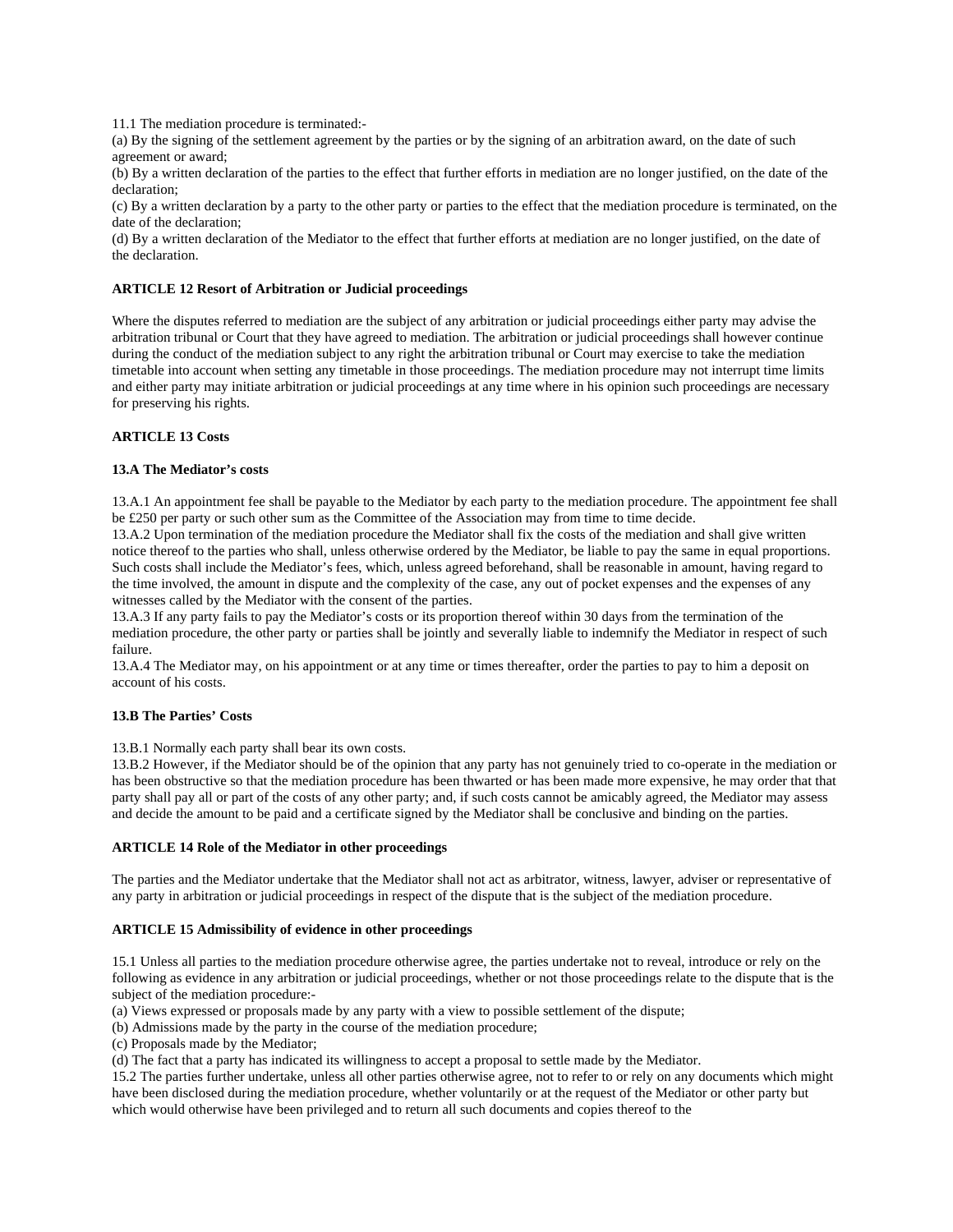11.1 The mediation procedure is terminated:-

(a) By the signing of the settlement agreement by the parties or by the signing of an arbitration award, on the date of such agreement or award;

(b) By a written declaration of the parties to the effect that further efforts in mediation are no longer justified, on the date of the declaration;

(c) By a written declaration by a party to the other party or parties to the effect that the mediation procedure is terminated, on the date of the declaration;

(d) By a written declaration of the Mediator to the effect that further efforts at mediation are no longer justified, on the date of the declaration.

**ARTICLE 12 Resort of Arbitration or Judicial proceedings**

Where the disputes referred to mediation are the subject of any arbitration or judicial proceedings either party may advise the arbitration tribunal or Court that they have agreed to mediation. The arbitration or judicial proceedings shall however continue during the conduct of the mediation subject to any right the arbitration tribunal or Court may exercise to take the mediation timetable into account when setting any timetable in those proceedings. The mediation procedure may not interrupt time limits and either party may initiate arbitration or judicial proceedings at any time where in his opinion such proceedings are necessary for preserving his rights.

**ARTICLE 13 Costs**

**13.A The Mediator's costs**

13.A.1 An appointment fee shall be payable to the Mediator by each party to the mediation procedure. The appointment fee shall be £250 per party or such other sum as the Committee of the Association may from time to time decide.

13.A.2 Upon termination of the mediation procedure the Mediator shall fix the costs of the mediation and shall give written notice thereof to the parties who shall, unless otherwise ordered by the Mediator, be liable to pay the same in equal proportions. Such costs shall include the Mediator's fees, which, unless agreed beforehand, shall be reasonable in amount, having regard to the time involved, the amount in dispute and the complexity of the case, any out of pocket expenses and the expenses of any witnesses called by the Mediator with the consent of the parties.

13.A.3 If any party fails to pay the Mediator's costs or its proportion thereof within 30 days from the termination of the mediation procedure, the other party or parties shall be jointly and severally liable to indemnify the Mediator in respect of such failure.

13.A.4 The Mediator may, on his appointment or at any time or times thereafter, order the parties to pay to him a deposit on account of his costs.

**13.B The Parties' Costs**

13.B.1 Normally each party shall bear its own costs.

13.B.2 However, if the Mediator should be of the opinion that any party has not genuinely tried to co-operate in the mediation or has been obstructive so that the mediation procedure has been thwarted or has been made more expensive, he may order that that party shall pay all or part of the costs of any other party; and, if such costs cannot be amicably agreed, the Mediator may assess and decide the amount to be paid and a certificate signed by the Mediator shall be conclusive and binding on the parties.

**ARTICLE 14 Role of the Mediator in other proceedings**

The parties and the Mediator undertake that the Mediator shall not act as arbitrator, witness, lawyer, adviser or representative of any party in arbitration or judicial proceedings in respect of the dispute that is the subject of the mediation procedure.

**ARTICLE 15 Admissibility of evidence in other proceedings**

15.1 Unless all parties to the mediation procedure otherwise agree, the parties undertake not to reveal, introduce or rely on the following as evidence in any arbitration or judicial proceedings, whether or not those proceedings relate to the dispute that is the subject of the mediation procedure:-

(a) Views expressed or proposals made by any party with a view to possible settlement of the dispute;

(b) Admissions made by the party in the course of the mediation procedure;

(c) Proposals made by the Mediator;

(d) The fact that a party has indicated its willingness to accept a proposal to settle made by the Mediator.

15.2 The parties further undertake, unless all other parties otherwise agree, not to refer to or rely on any documents which might have been disclosed during the mediation procedure, whether voluntarily or at the request of the Mediator or other party but which would otherwise have been privileged and to return all such documents and copies thereof to the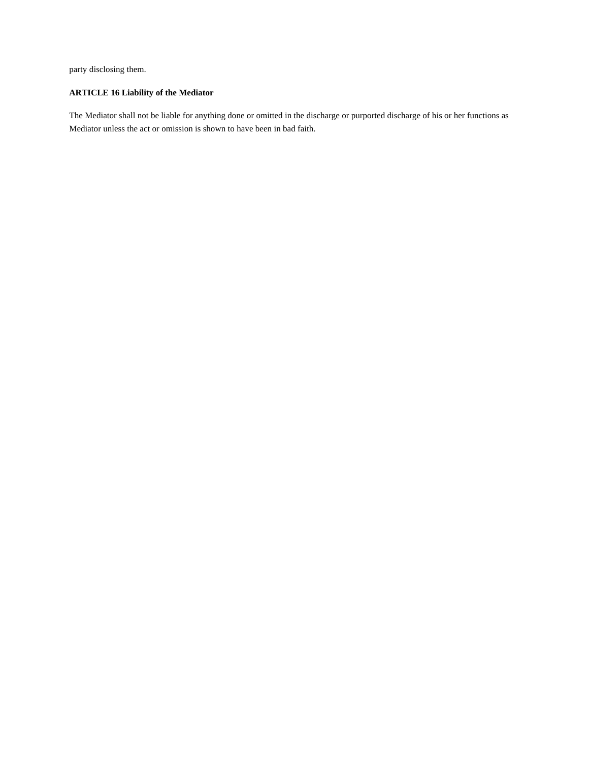party disclosing them.

**ARTICLE 16 Liability of the Mediator**

The Mediator shall not be liable for anything done or omitted in the discharge or purported discharge of his or her functions as Mediator unless the act or omission is shown to have been in bad faith.